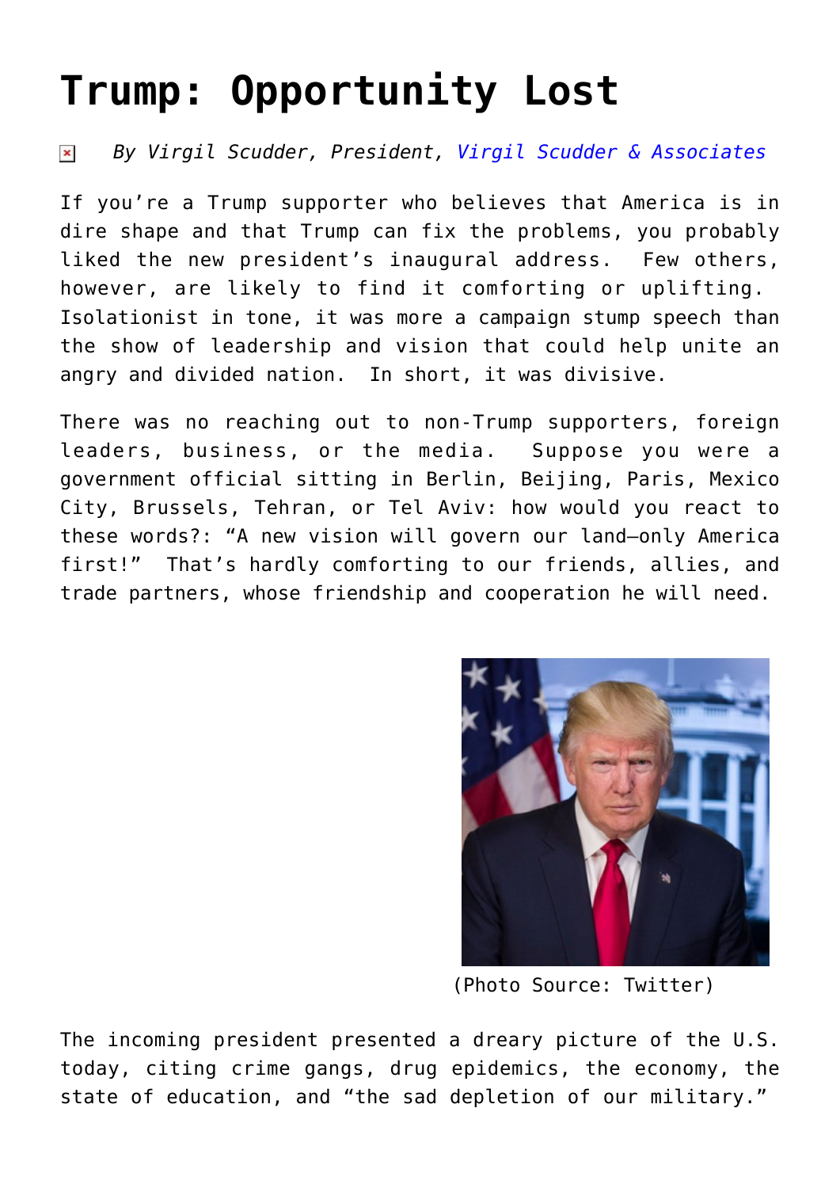# Trump: Opportunity Lost

*By Virgil Scudder, President, Virgil Scudder & Associates*

If you're a Trump supporter who believes that America is in dire shape and that Trump can fix the problems, you probably liked the new president's inaugural address. Few others, however, are likely to find it comforting or uplifting. Isolationist in tone, it was more a campaign stump speech than the show of leadership and vision that could help unite an angry and divided nation. In short, it was divisive.

There was no reaching out to non-Trump supporters, foreign leaders, business, or the media. Suppose you were a government official sitting in Berlin, Beijing, Paris, Mexico City, Brussels, Tehran, or Tel Aviv: how would you react to these words?: "A new vision will govern our land—only America first!" That's hardly comforting to our friends, allies, and trade partners, whose friendship and cooperation he will need.

(Photo Source: Twitter)

The incoming president presented a dreary picture of the U.S. today, citing crime gangs, drug epidemics, the economy, the state of education, and "the sad depletion of our military."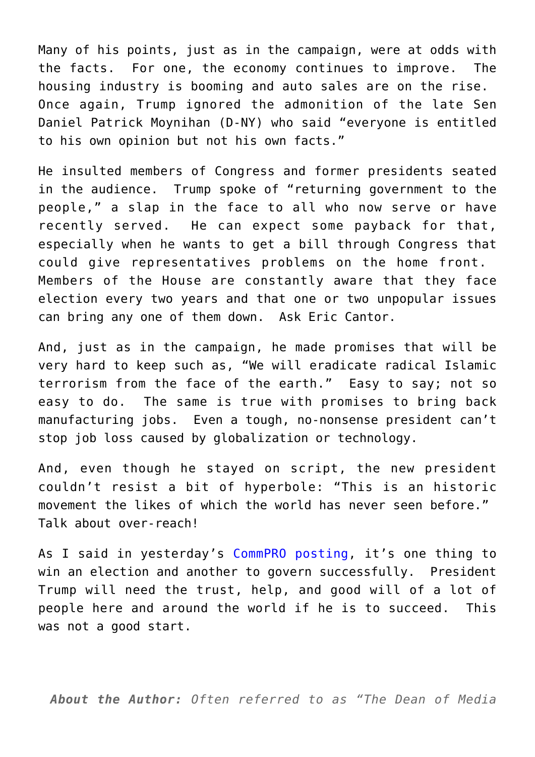Many of his points, just as in the campaign, were at odds with the facts. For one, the economy continues to improve. The housing industry is booming and auto sales are on the rise. Once again, Trump ignored the admonition of the late Sen Daniel Patrick Moynihan (D-NY) who said "everyone is entitled to his own opinion but not his own facts."

He insulted members of Congress and former presidents seated in the audience. Trump spoke of "returning government to the people," a slap in the face to all who now serve or have recently served. He can expect some payback for that, especially when he wants to get a bill through Congress that could give representatives problems on the home front. Members of the House are constantly aware that they face election every two years and that one or two unpopular issues can bring any one of them down. Ask Eric Cantor.

And, just as in the campaign, he made promises that will be very hard to keep such as, "We will eradicate radical Islamic terrorism from the face of the earth." Easy to say; not so easy to do. The same is true with promises to bring back manufacturing jobs. Even a tough, no-nonsense president can't stop job loss caused by globalization or technology.

And, even though he stayed on script, the new president couldn't resist a bit of hyperbole: "This is an historic movement the likes of which the world has never seen before." Talk about over-reach!

As I said in yesterday's CommPRO posting, it's one thing to win an election and another to govern successfully. President Trump will need the trust, help, and good will of a lot of people here and around the world if he is to succeed. This was not a good start.

***About the Author:*** *Often referred to as "The Dean of Media*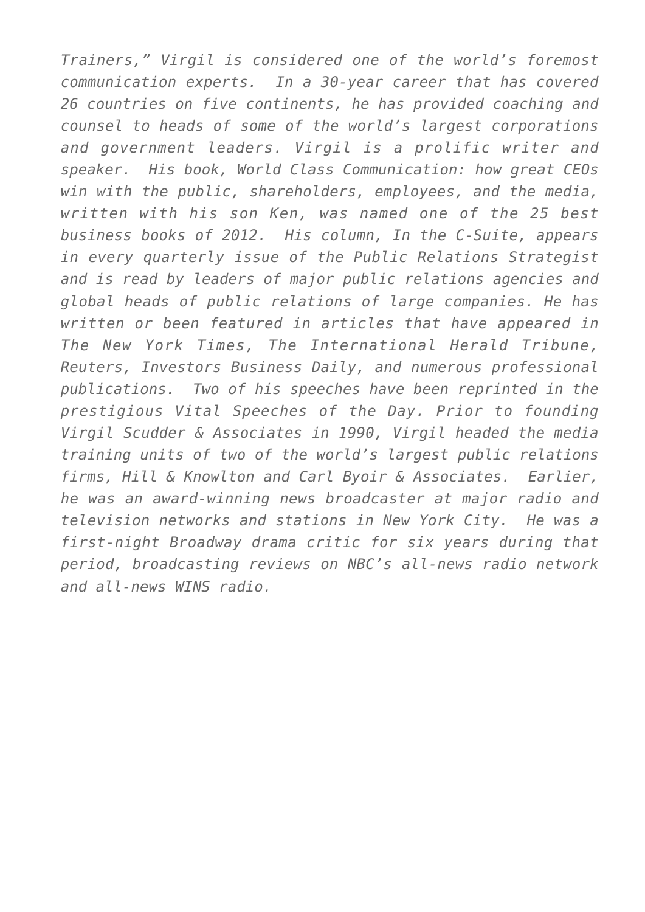*Trainers," Virgil is considered one of the world's foremost communication experts. In a 30-year career that has covered 26 countries on five continents, he has provided coaching and counsel to heads of some of the world's largest corporations and government leaders. Virgil is a prolific writer and speaker. His book, World Class Communication: how great CEOs win with the public, shareholders, employees, and the media, written with his son Ken, was named one of the 25 best business books of 2012. His column, In the C-Suite, appears in every quarterly issue of the Public Relations Strategist and is read by leaders of major public relations agencies and global heads of public relations of large companies. He has written or been featured in articles that have appeared in The New York Times, The International Herald Tribune, Reuters, Investors Business Daily, and numerous professional publications. Two of his speeches have been reprinted in the prestigious Vital Speeches of the Day. Prior to founding Virgil Scudder & Associates in 1990, Virgil headed the media training units of two of the world's largest public relations firms, Hill & Knowlton and Carl Byoir & Associates. Earlier, he was an award-winning news broadcaster at major radio and television networks and stations in New York City. He was a first-night Broadway drama critic for six years during that period, broadcasting reviews on NBC's all-news radio network and all-news WINS radio.*